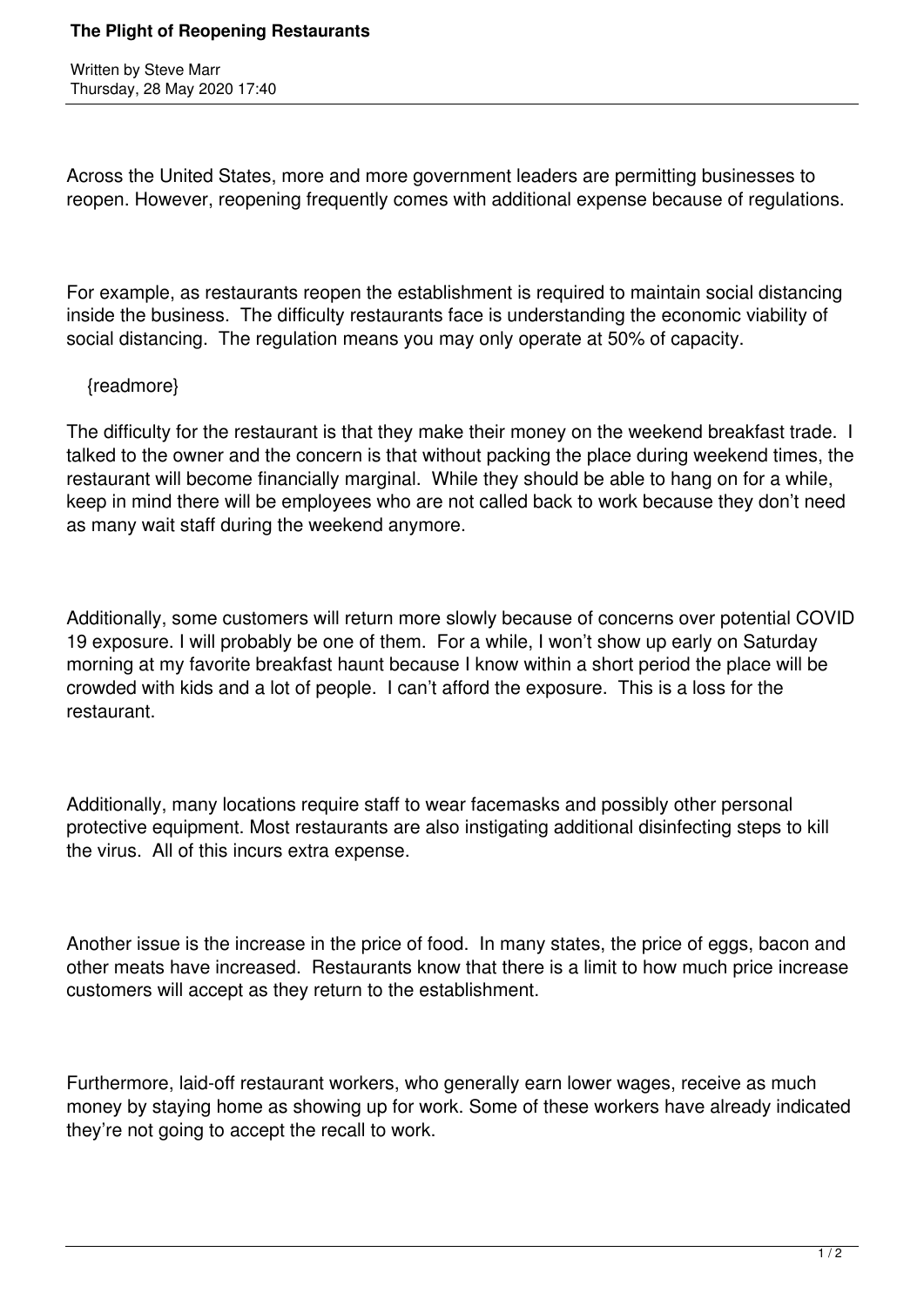# The Plight of Reopening Restaurants

Written by Steve Marr
Thursday, 28 May 2020 17:40

Across the United States, more and more government leaders are permitting businesses to reopen. However, reopening frequently comes with additional expense because of regulations.

For example, as restaurants reopen the establishment is required to maintain social distancing inside the business. The difficulty restaurants face is understanding the economic viability of social distancing. The regulation means you may only operate at 50% of capacity.

{readmore}

The difficulty for the restaurant is that they make their money on the weekend breakfast trade. I talked to the owner and the concern is that without packing the place during weekend times, the restaurant will become financially marginal. While they should be able to hang on for a while, keep in mind there will be employees who are not called back to work because they don't need as many wait staff during the weekend anymore.

Additionally, some customers will return more slowly because of concerns over potential COVID 19 exposure. I will probably be one of them. For a while, I won't show up early on Saturday morning at my favorite breakfast haunt because I know within a short period the place will be crowded with kids and a lot of people. I can't afford the exposure. This is a loss for the restaurant.

Additionally, many locations require staff to wear facemasks and possibly other personal protective equipment. Most restaurants are also instigating additional disinfecting steps to kill the virus. All of this incurs extra expense.

Another issue is the increase in the price of food. In many states, the price of eggs, bacon and other meats have increased. Restaurants know that there is a limit to how much price increase customers will accept as they return to the establishment.

Furthermore, laid-off restaurant workers, who generally earn lower wages, receive as much money by staying home as showing up for work. Some of these workers have already indicated they're not going to accept the recall to work.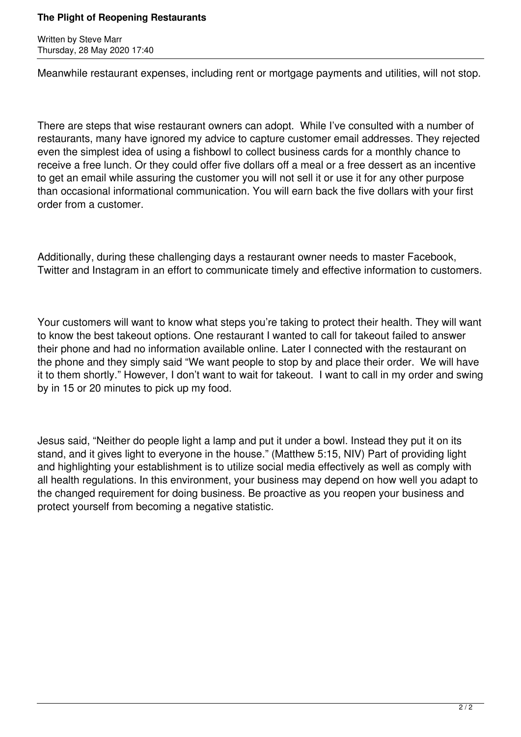Meanwhile restaurant expenses, including rent or mortgage payments and utilities, will not stop.

There are steps that wise restaurant owners can adopt. While I've consulted with a number of restaurants, many have ignored my advice to capture customer email addresses. They rejected even the simplest idea of using a fishbowl to collect business cards for a monthly chance to receive a free lunch. Or they could offer five dollars off a meal or a free dessert as an incentive to get an email while assuring the customer you will not sell it or use it for any other purpose than occasional informational communication. You will earn back the five dollars with your first order from a customer.

Additionally, during these challenging days a restaurant owner needs to master Facebook, Twitter and Instagram in an effort to communicate timely and effective information to customers.

Your customers will want to know what steps you're taking to protect their health. They will want to know the best takeout options. One restaurant I wanted to call for takeout failed to answer their phone and had no information available online. Later I connected with the restaurant on the phone and they simply said "We want people to stop by and place their order. We will have it to them shortly." However, I don't want to wait for takeout. I want to call in my order and swing by in 15 or 20 minutes to pick up my food.

Jesus said, "Neither do people light a lamp and put it under a bowl. Instead they put it on its stand, and it gives light to everyone in the house." (Matthew 5:15, NIV) Part of providing light and highlighting your establishment is to utilize social media effectively as well as comply with all health regulations. In this environment, your business may depend on how well you adapt to the changed requirement for doing business. Be proactive as you reopen your business and protect yourself from becoming a negative statistic.